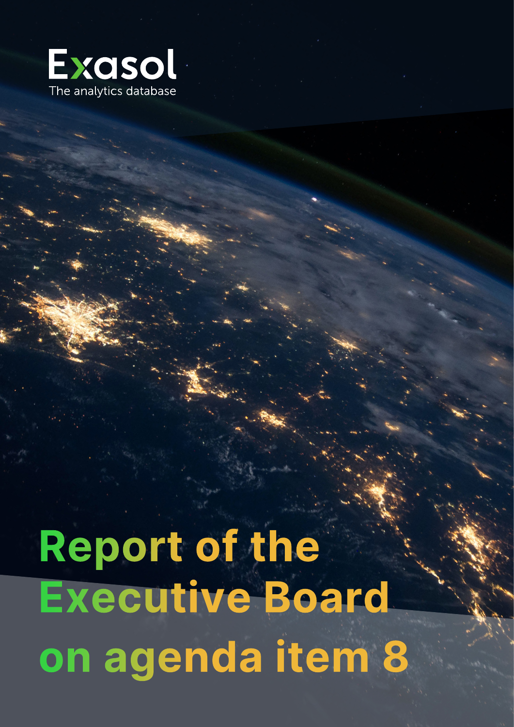Exasol

The analytics database

# Report of the Executive Board on agenda item 8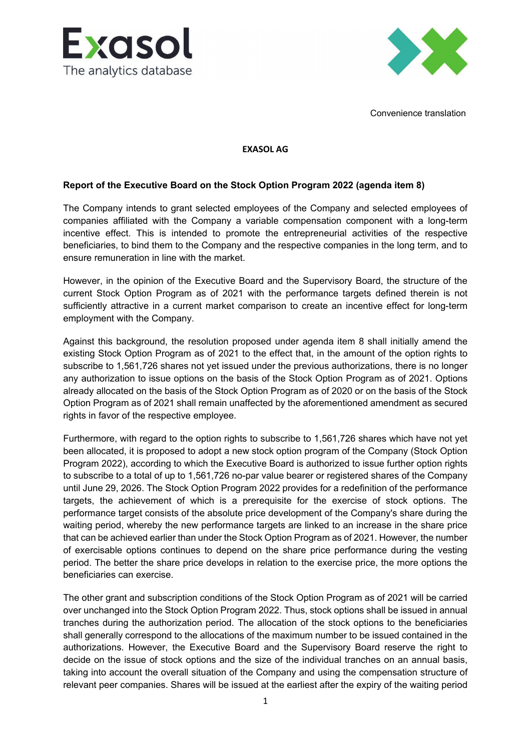Convenience translation

**EXASOL AG**

**Report of the Executive Board on the Stock Option Program 2022 (agenda item 8)**

The Company intends to grant selected employees of the Company and selected employees of companies affiliated with the Company a variable compensation component with a long-term incentive effect. This is intended to promote the entrepreneurial activities of the respective beneficiaries, to bind them to the Company and the respective companies in the long term, and to ensure remuneration in line with the market.

However, in the opinion of the Executive Board and the Supervisory Board, the structure of the current Stock Option Program as of 2021 with the performance targets defined therein is not sufficiently attractive in a current market comparison to create an incentive effect for long-term employment with the Company.

Against this background, the resolution proposed under agenda item 8 shall initially amend the existing Stock Option Program as of 2021 to the effect that, in the amount of the option rights to subscribe to 1,561,726 shares not yet issued under the previous authorizations, there is no longer any authorization to issue options on the basis of the Stock Option Program as of 2021. Options already allocated on the basis of the Stock Option Program as of 2020 or on the basis of the Stock Option Program as of 2021 shall remain unaffected by the aforementioned amendment as secured rights in favor of the respective employee.

Furthermore, with regard to the option rights to subscribe to 1,561,726 shares which have not yet been allocated, it is proposed to adopt a new stock option program of the Company (Stock Option Program 2022), according to which the Executive Board is authorized to issue further option rights to subscribe to a total of up to 1,561,726 no-par value bearer or registered shares of the Company until June 29, 2026. The Stock Option Program 2022 provides for a redefinition of the performance targets, the achievement of which is a prerequisite for the exercise of stock options. The performance target consists of the absolute price development of the Company's share during the waiting period, whereby the new performance targets are linked to an increase in the share price that can be achieved earlier than under the Stock Option Program as of 2021. However, the number of exercisable options continues to depend on the share price performance during the vesting period. The better the share price develops in relation to the exercise price, the more options the beneficiaries can exercise.

The other grant and subscription conditions of the Stock Option Program as of 2021 will be carried over unchanged into the Stock Option Program 2022. Thus, stock options shall be issued in annual tranches during the authorization period. The allocation of the stock options to the beneficiaries shall generally correspond to the allocations of the maximum number to be issued contained in the authorizations. However, the Executive Board and the Supervisory Board reserve the right to decide on the issue of stock options and the size of the individual tranches on an annual basis, taking into account the overall situation of the Company and using the compensation structure of relevant peer companies. Shares will be issued at the earliest after the expiry of the waiting period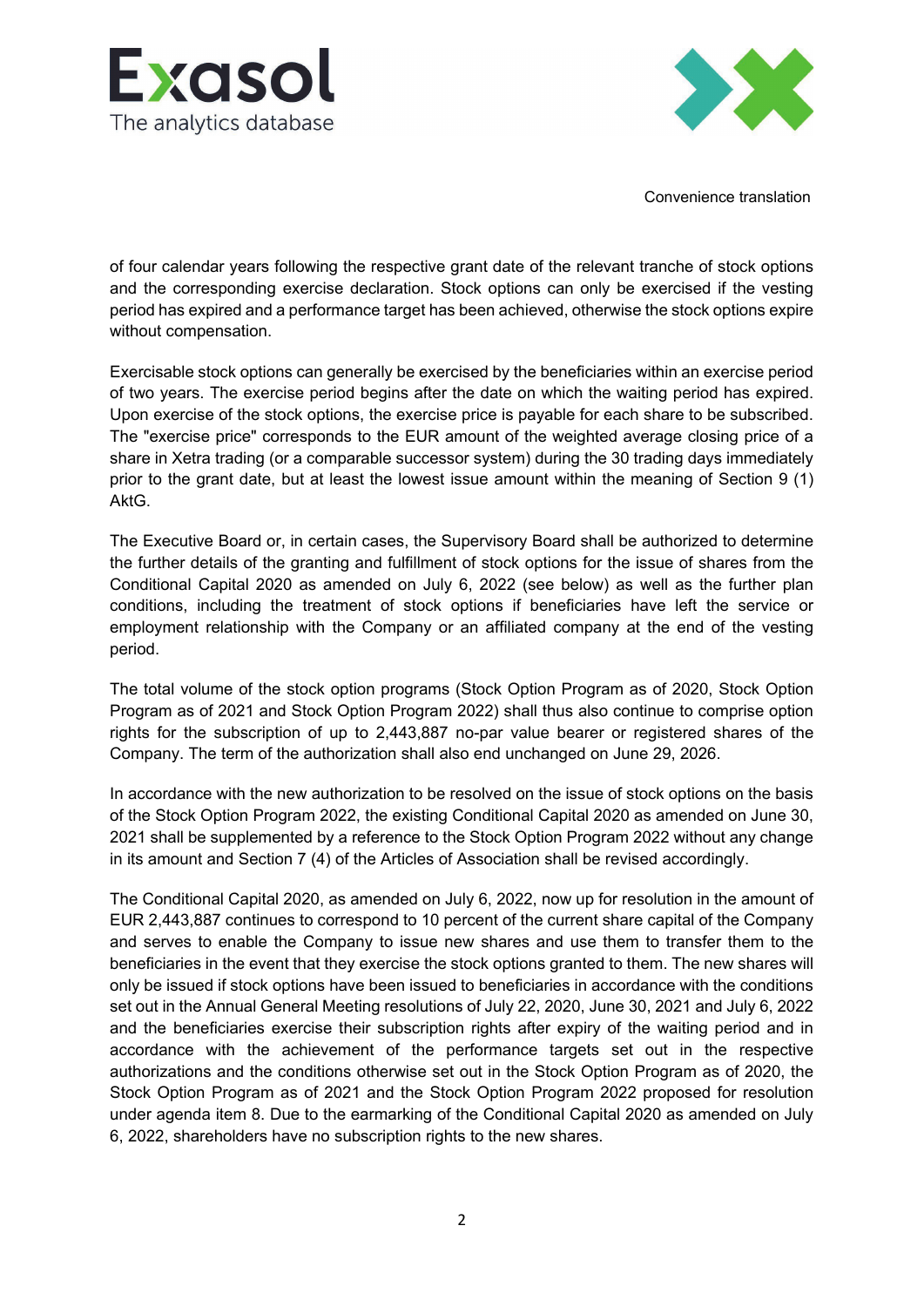Convenience translation

of four calendar years following the respective grant date of the relevant tranche of stock options and the corresponding exercise declaration. Stock options can only be exercised if the vesting period has expired and a performance target has been achieved, otherwise the stock options expire without compensation.

Exercisable stock options can generally be exercised by the beneficiaries within an exercise period of two years. The exercise period begins after the date on which the waiting period has expired. Upon exercise of the stock options, the exercise price is payable for each share to be subscribed. The "exercise price" corresponds to the EUR amount of the weighted average closing price of a share in Xetra trading (or a comparable successor system) during the 30 trading days immediately prior to the grant date, but at least the lowest issue amount within the meaning of Section 9 (1) AktG.

The Executive Board or, in certain cases, the Supervisory Board shall be authorized to determine the further details of the granting and fulfillment of stock options for the issue of shares from the Conditional Capital 2020 as amended on July 6, 2022 (see below) as well as the further plan conditions, including the treatment of stock options if beneficiaries have left the service or employment relationship with the Company or an affiliated company at the end of the vesting period.

The total volume of the stock option programs (Stock Option Program as of 2020, Stock Option Program as of 2021 and Stock Option Program 2022) shall thus also continue to comprise option rights for the subscription of up to 2,443,887 no-par value bearer or registered shares of the Company. The term of the authorization shall also end unchanged on June 29, 2026.

In accordance with the new authorization to be resolved on the issue of stock options on the basis of the Stock Option Program 2022, the existing Conditional Capital 2020 as amended on June 30, 2021 shall be supplemented by a reference to the Stock Option Program 2022 without any change in its amount and Section 7 (4) of the Articles of Association shall be revised accordingly.

The Conditional Capital 2020, as amended on July 6, 2022, now up for resolution in the amount of EUR 2,443,887 continues to correspond to 10 percent of the current share capital of the Company and serves to enable the Company to issue new shares and use them to transfer them to the beneficiaries in the event that they exercise the stock options granted to them. The new shares will only be issued if stock options have been issued to beneficiaries in accordance with the conditions set out in the Annual General Meeting resolutions of July 22, 2020, June 30, 2021 and July 6, 2022 and the beneficiaries exercise their subscription rights after expiry of the waiting period and in accordance with the achievement of the performance targets set out in the respective authorizations and the conditions otherwise set out in the Stock Option Program as of 2020, the Stock Option Program as of 2021 and the Stock Option Program 2022 proposed for resolution under agenda item 8. Due to the earmarking of the Conditional Capital 2020 as amended on July 6, 2022, shareholders have no subscription rights to the new shares.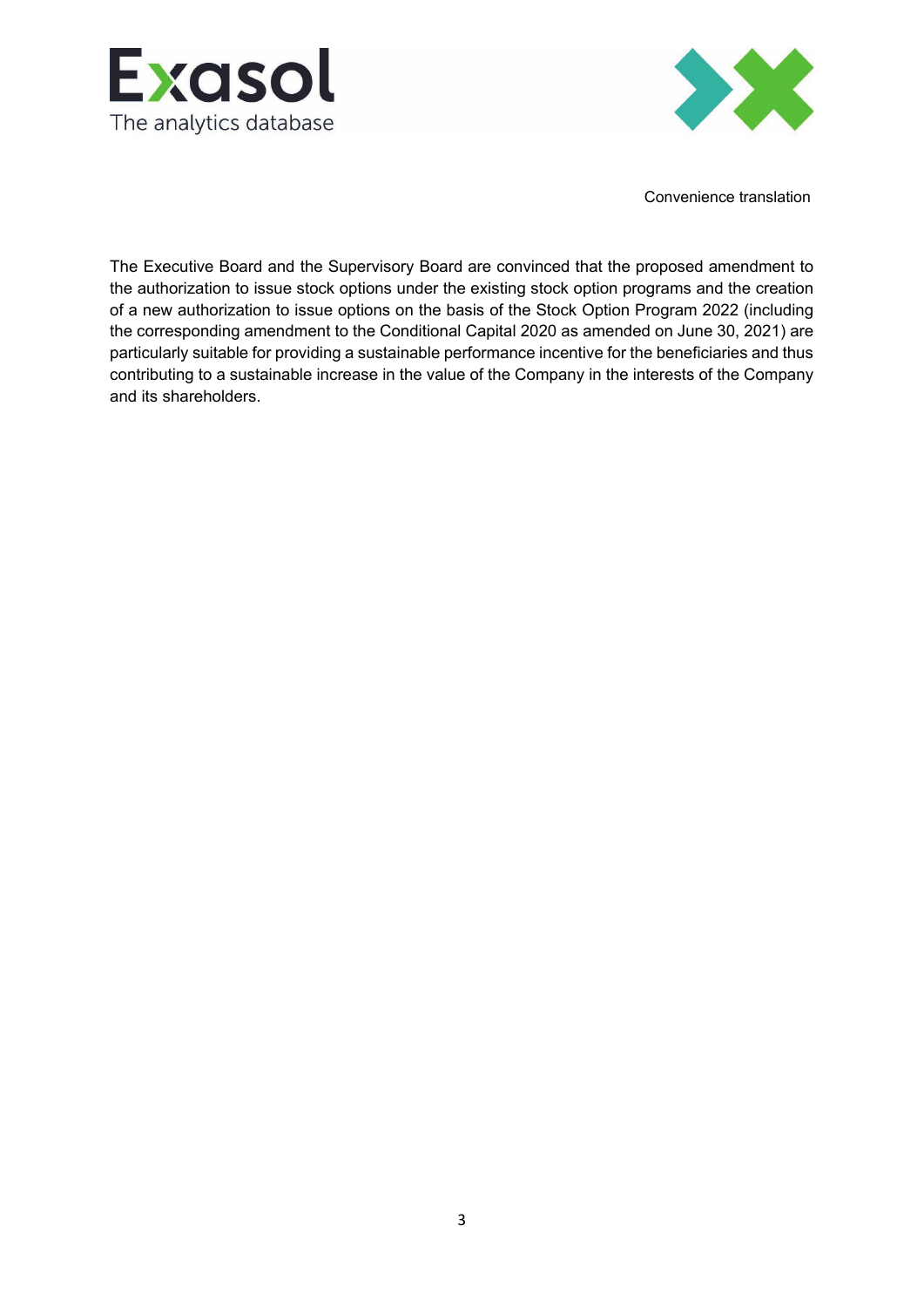Convenience translation

The Executive Board and the Supervisory Board are convinced that the proposed amendment to the authorization to issue stock options under the existing stock option programs and the creation of a new authorization to issue options on the basis of the Stock Option Program 2022 (including the corresponding amendment to the Conditional Capital 2020 as amended on June 30, 2021) are particularly suitable for providing a sustainable performance incentive for the beneficiaries and thus contributing to a sustainable increase in the value of the Company in the interests of the Company and its shareholders.